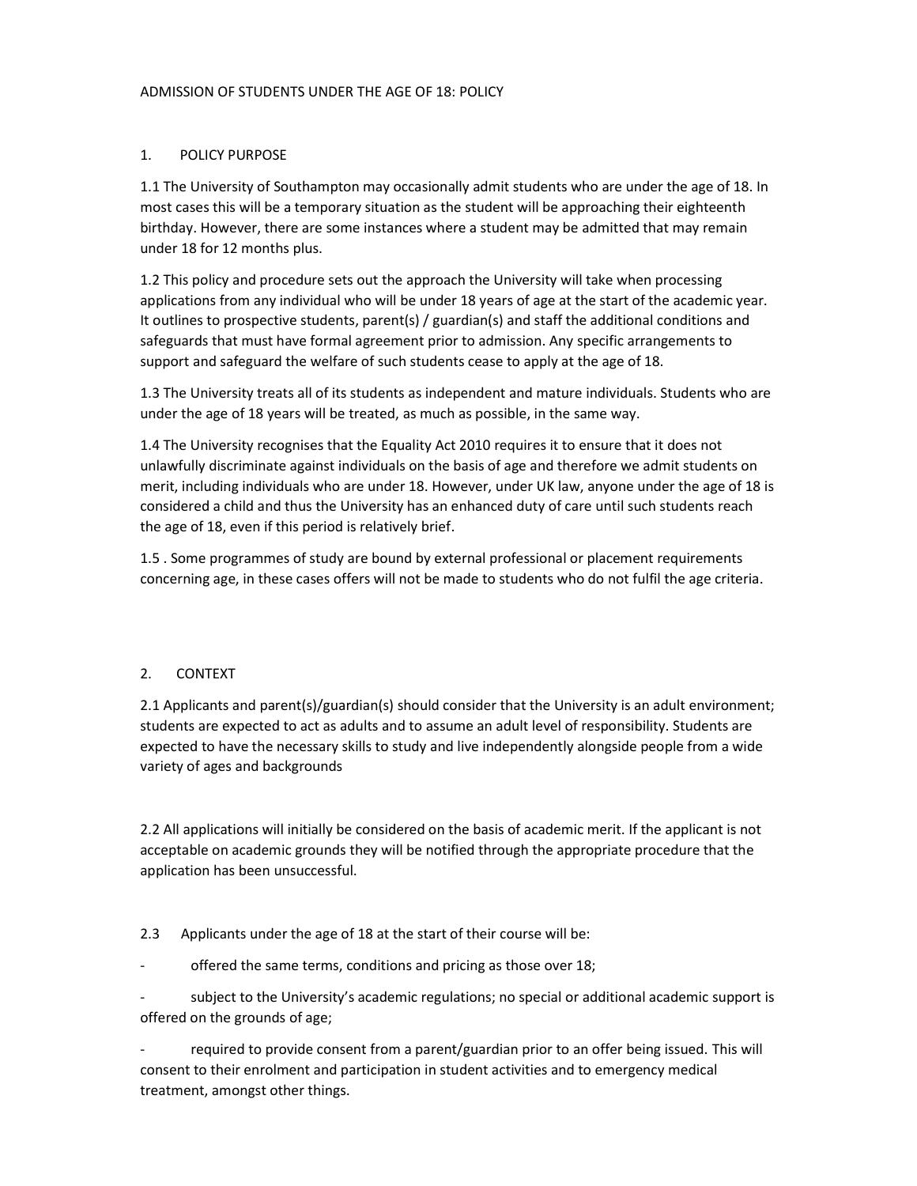# ADMISSION OF STUDENTS UNDER THE AGE OF 18: POLICY

## 1. POLICY PURPOSE

1.1 The University of Southampton may occasionally admit students who are under the age of 18. In most cases this will be a temporary situation as the student will be approaching their eighteenth birthday. However, there are some instances where a student may be admitted that may remain under 18 for 12 months plus.

1.2 This policy and procedure sets out the approach the University will take when processing applications from any individual who will be under 18 years of age at the start of the academic year. It outlines to prospective students, parent(s) / guardian(s) and staff the additional conditions and safeguards that must have formal agreement prior to admission. Any specific arrangements to support and safeguard the welfare of such students cease to apply at the age of 18.

1.3 The University treats all of its students as independent and mature individuals. Students who are under the age of 18 years will be treated, as much as possible, in the same way.

1.4 The University recognises that the Equality Act 2010 requires it to ensure that it does not unlawfully discriminate against individuals on the basis of age and therefore we admit students on merit, including individuals who are under 18. However, under UK law, anyone under the age of 18 is considered a child and thus the University has an enhanced duty of care until such students reach the age of 18, even if this period is relatively brief.

1.5 . Some programmes of study are bound by external professional or placement requirements concerning age, in these cases offers will not be made to students who do not fulfil the age criteria.

## 2. CONTEXT

2.1 Applicants and parent(s)/guardian(s) should consider that the University is an adult environment; students are expected to act as adults and to assume an adult level of responsibility. Students are expected to have the necessary skills to study and live independently alongside people from a wide variety of ages and backgrounds

2.2 All applications will initially be considered on the basis of academic merit. If the applicant is not acceptable on academic grounds they will be notified through the appropriate procedure that the application has been unsuccessful.

2.3 Applicants under the age of 18 at the start of their course will be:

- offered the same terms, conditions and pricing as those over 18;
- subject to the University's academic regulations; no special or additional academic support is offered on the grounds of age;
- required to provide consent from a parent/guardian prior to an offer being issued. This will consent to their enrolment and participation in student activities and to emergency medical treatment, amongst other things.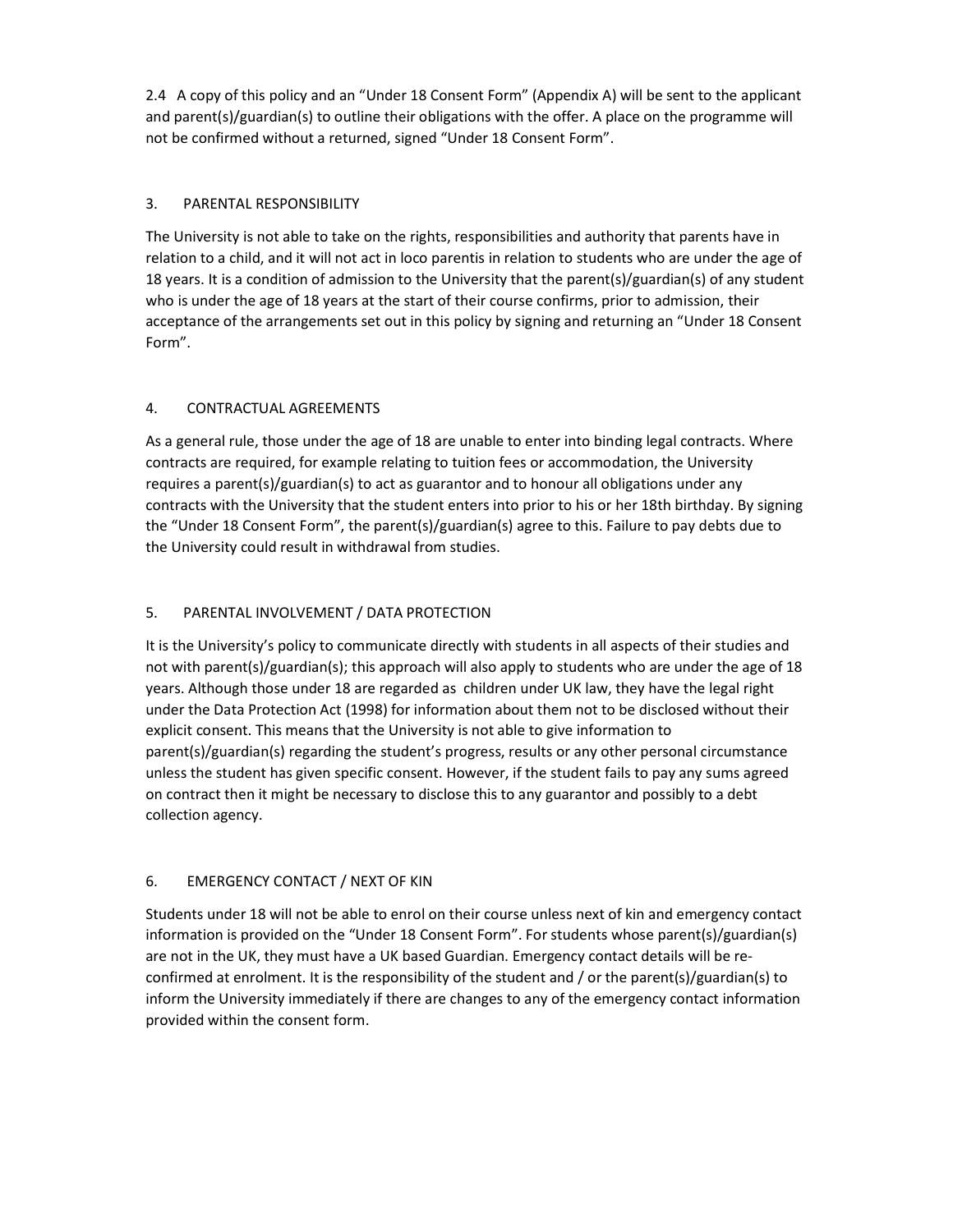2.4 A copy of this policy and an "Under 18 Consent Form" (Appendix A) will be sent to the applicant and parent(s)/guardian(s) to outline their obligations with the offer. A place on the programme will not be confirmed without a returned, signed "Under 18 Consent Form".

## 3. PARENTAL RESPONSIBILITY

The University is not able to take on the rights, responsibilities and authority that parents have in relation to a child, and it will not act in loco parentis in relation to students who are under the age of 18 years. It is a condition of admission to the University that the parent(s)/guardian(s) of any student who is under the age of 18 years at the start of their course confirms, prior to admission, their acceptance of the arrangements set out in this policy by signing and returning an "Under 18 Consent Form".

## 4. CONTRACTUAL AGREEMENTS

As a general rule, those under the age of 18 are unable to enter into binding legal contracts. Where contracts are required, for example relating to tuition fees or accommodation, the University requires a parent(s)/guardian(s) to act as guarantor and to honour all obligations under any contracts with the University that the student enters into prior to his or her 18th birthday. By signing the "Under 18 Consent Form", the parent(s)/guardian(s) agree to this. Failure to pay debts due to the University could result in withdrawal from studies.

## 5. PARENTAL INVOLVEMENT / DATA PROTECTION

It is the University's policy to communicate directly with students in all aspects of their studies and not with parent(s)/guardian(s); this approach will also apply to students who are under the age of 18 years. Although those under 18 are regarded as children under UK law, they have the legal right under the Data Protection Act (1998) for information about them not to be disclosed without their explicit consent. This means that the University is not able to give information to parent(s)/guardian(s) regarding the student's progress, results or any other personal circumstance unless the student has given specific consent. However, if the student fails to pay any sums agreed on contract then it might be necessary to disclose this to any guarantor and possibly to a debt collection agency.

## 6. EMERGENCY CONTACT / NEXT OF KIN

Students under 18 will not be able to enrol on their course unless next of kin and emergency contact information is provided on the "Under 18 Consent Form". For students whose parent(s)/guardian(s) are not in the UK, they must have a UK based Guardian. Emergency contact details will be re-confirmed at enrolment. It is the responsibility of the student and / or the parent(s)/guardian(s) to inform the University immediately if there are changes to any of the emergency contact information provided within the consent form.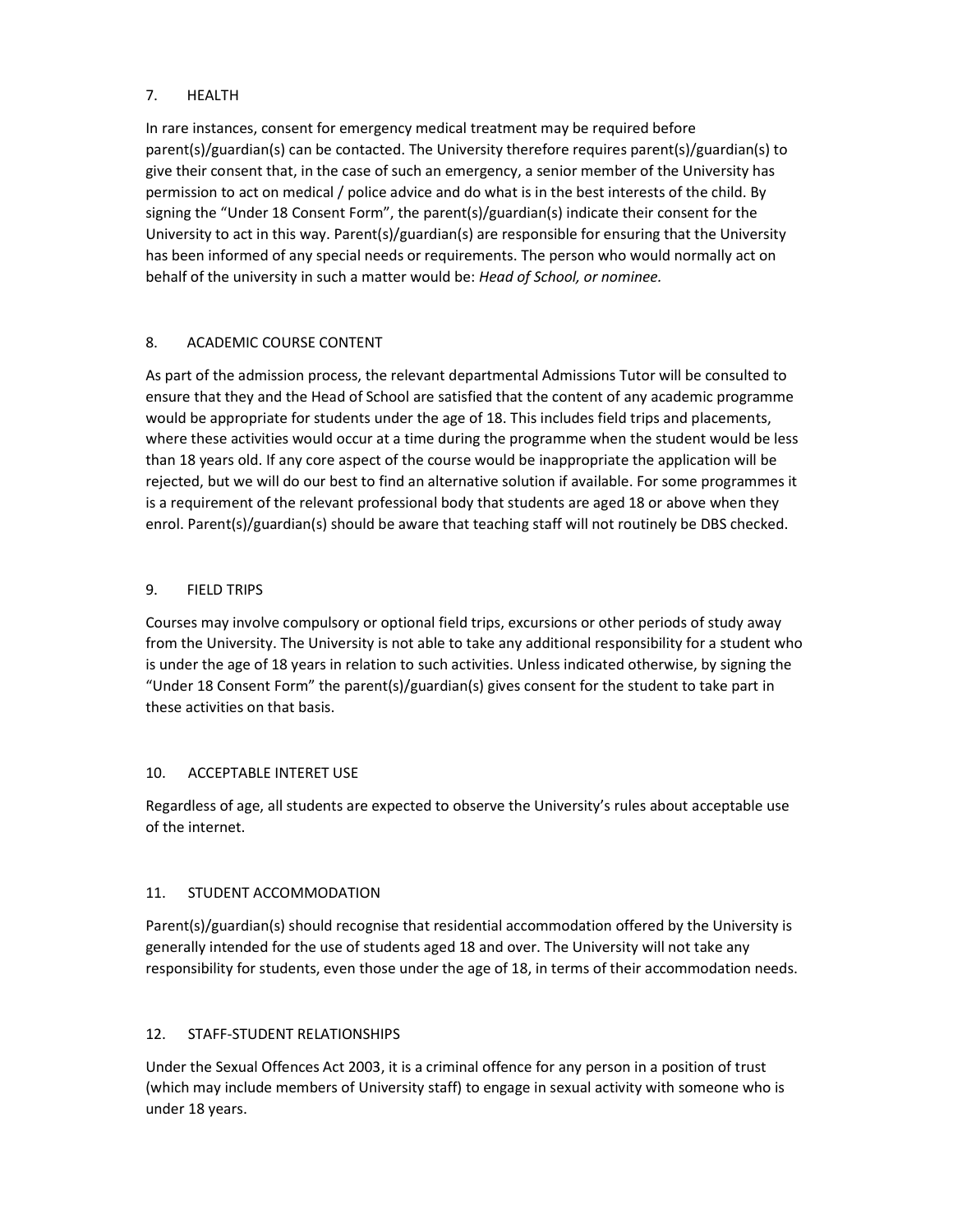## 7. HEALTH

In rare instances, consent for emergency medical treatment may be required before parent(s)/guardian(s) can be contacted. The University therefore requires parent(s)/guardian(s) to give their consent that, in the case of such an emergency, a senior member of the University has permission to act on medical / police advice and do what is in the best interests of the child. By signing the "Under 18 Consent Form", the parent(s)/guardian(s) indicate their consent for the University to act in this way. Parent(s)/guardian(s) are responsible for ensuring that the University has been informed of any special needs or requirements. The person who would normally act on behalf of the university in such a matter would be: *Head of School, or nominee.*

## 8. ACADEMIC COURSE CONTENT

As part of the admission process, the relevant departmental Admissions Tutor will be consulted to ensure that they and the Head of School are satisfied that the content of any academic programme would be appropriate for students under the age of 18. This includes field trips and placements, where these activities would occur at a time during the programme when the student would be less than 18 years old. If any core aspect of the course would be inappropriate the application will be rejected, but we will do our best to find an alternative solution if available. For some programmes it is a requirement of the relevant professional body that students are aged 18 or above when they enrol. Parent(s)/guardian(s) should be aware that teaching staff will not routinely be DBS checked.

## 9. FIELD TRIPS

Courses may involve compulsory or optional field trips, excursions or other periods of study away from the University. The University is not able to take any additional responsibility for a student who is under the age of 18 years in relation to such activities. Unless indicated otherwise, by signing the "Under 18 Consent Form" the parent(s)/guardian(s) gives consent for the student to take part in these activities on that basis.

## 10. ACCEPTABLE INTERET USE

Regardless of age, all students are expected to observe the University's rules about acceptable use of the internet.

## 11. STUDENT ACCOMMODATION

Parent(s)/guardian(s) should recognise that residential accommodation offered by the University is generally intended for the use of students aged 18 and over. The University will not take any responsibility for students, even those under the age of 18, in terms of their accommodation needs.

## 12. STAFF-STUDENT RELATIONSHIPS

Under the Sexual Offences Act 2003, it is a criminal offence for any person in a position of trust (which may include members of University staff) to engage in sexual activity with someone who is under 18 years.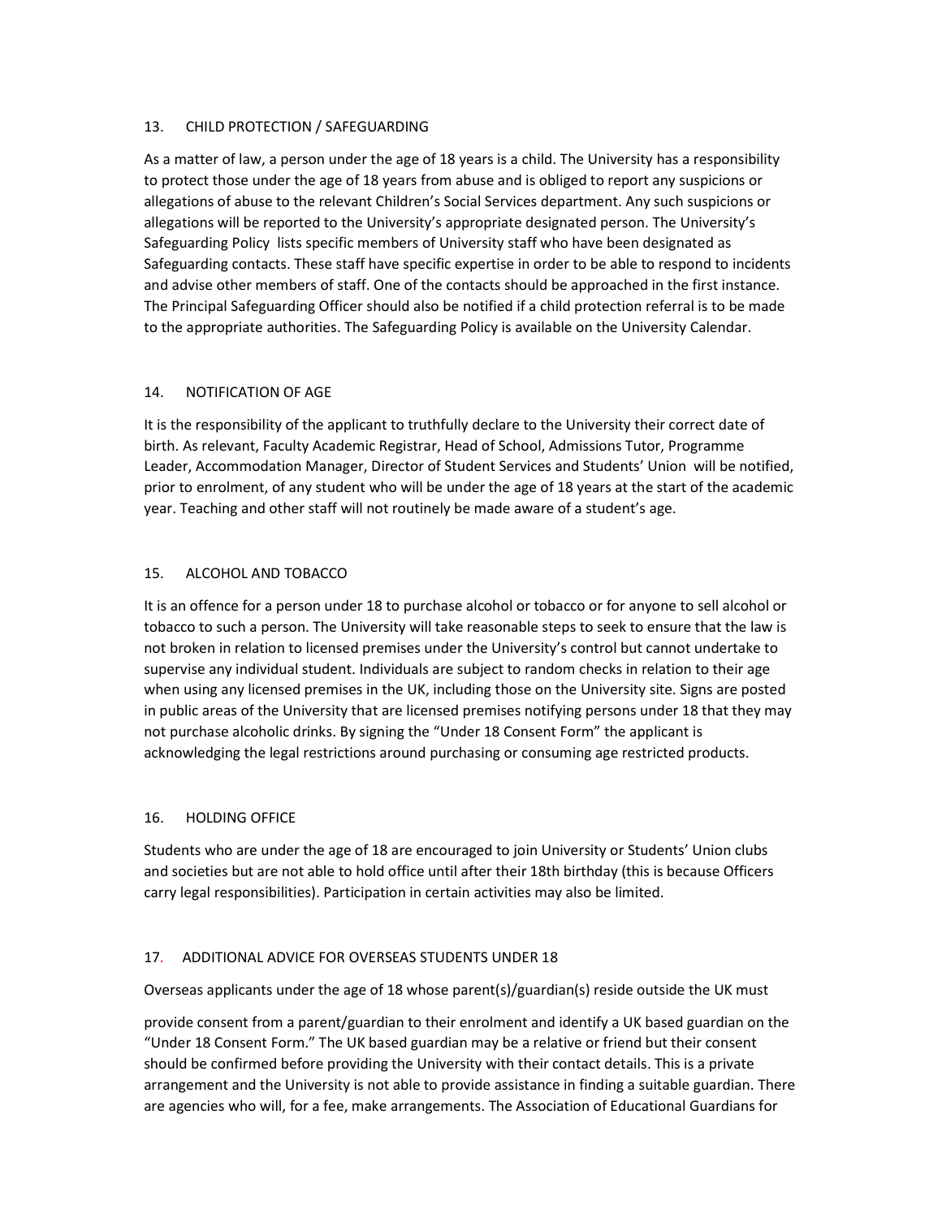## 13. CHILD PROTECTION / SAFEGUARDING

As a matter of law, a person under the age of 18 years is a child. The University has a responsibility to protect those under the age of 18 years from abuse and is obliged to report any suspicions or allegations of abuse to the relevant Children's Social Services department. Any such suspicions or allegations will be reported to the University's appropriate designated person. The University's Safeguarding Policy lists specific members of University staff who have been designated as Safeguarding contacts. These staff have specific expertise in order to be able to respond to incidents and advise other members of staff. One of the contacts should be approached in the first instance. The Principal Safeguarding Officer should also be notified if a child protection referral is to be made to the appropriate authorities. The Safeguarding Policy is available on the University Calendar.

## 14. NOTIFICATION OF AGE

It is the responsibility of the applicant to truthfully declare to the University their correct date of birth. As relevant, Faculty Academic Registrar, Head of School, Admissions Tutor, Programme Leader, Accommodation Manager, Director of Student Services and Students' Union will be notified, prior to enrolment, of any student who will be under the age of 18 years at the start of the academic year. Teaching and other staff will not routinely be made aware of a student's age.

## 15. ALCOHOL AND TOBACCO

It is an offence for a person under 18 to purchase alcohol or tobacco or for anyone to sell alcohol or tobacco to such a person. The University will take reasonable steps to seek to ensure that the law is not broken in relation to licensed premises under the University's control but cannot undertake to supervise any individual student. Individuals are subject to random checks in relation to their age when using any licensed premises in the UK, including those on the University site. Signs are posted in public areas of the University that are licensed premises notifying persons under 18 that they may not purchase alcoholic drinks. By signing the "Under 18 Consent Form" the applicant is acknowledging the legal restrictions around purchasing or consuming age restricted products.

## 16. HOLDING OFFICE

Students who are under the age of 18 are encouraged to join University or Students' Union clubs and societies but are not able to hold office until after their 18th birthday (this is because Officers carry legal responsibilities). Participation in certain activities may also be limited.

## 17. ADDITIONAL ADVICE FOR OVERSEAS STUDENTS UNDER 18

Overseas applicants under the age of 18 whose parent(s)/guardian(s) reside outside the UK must provide consent from a parent/guardian to their enrolment and identify a UK based guardian on the "Under 18 Consent Form." The UK based guardian may be a relative or friend but their consent should be confirmed before providing the University with their contact details. This is a private arrangement and the University is not able to provide assistance in finding a suitable guardian. There are agencies who will, for a fee, make arrangements. The Association of Educational Guardians for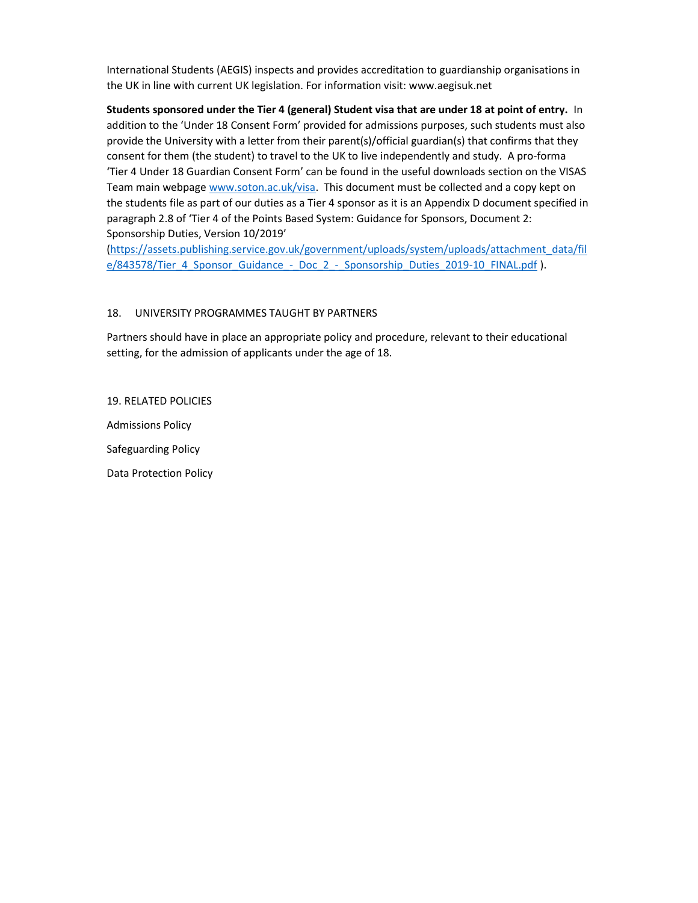International Students (AEGIS) inspects and provides accreditation to guardianship organisations in the UK in line with current UK legislation. For information visit: www.aegisuk.net

**Students sponsored under the Tier 4 (general) Student visa that are under 18 at point of entry.** In addition to the 'Under 18 Consent Form' provided for admissions purposes, such students must also provide the University with a letter from their parent(s)/official guardian(s) that confirms that they consent for them (the student) to travel to the UK to live independently and study. A pro-forma 'Tier 4 Under 18 Guardian Consent Form' can be found in the useful downloads section on the VISAS Team main webpage [www.soton.ac.uk/visa](www.soton.ac.uk/visa). This document must be collected and a copy kept on the students file as part of our duties as a Tier 4 sponsor as it is an Appendix D document specified in paragraph 2.8 of 'Tier 4 of the Points Based System: Guidance for Sponsors, Document 2: Sponsorship Duties, Version 10/2019' ([https://assets.publishing.service.gov.uk/government/uploads/system/uploads/attachment_data/file/843578/Tier_4_Sponsor_Guidance_-_Doc_2_-_Sponsorship_Duties_2019-10_FINAL.pdf](https://assets.publishing.service.gov.uk/government/uploads/system/uploads/attachment_data/file/843578/Tier_4_Sponsor_Guidance_-_Doc_2_-_Sponsorship_Duties_2019-10_FINAL.pdf) ).

## 18. UNIVERSITY PROGRAMMES TAUGHT BY PARTNERS

Partners should have in place an appropriate policy and procedure, relevant to their educational setting, for the admission of applicants under the age of 18.

## 19. RELATED POLICIES

Admissions Policy

Safeguarding Policy

Data Protection Policy